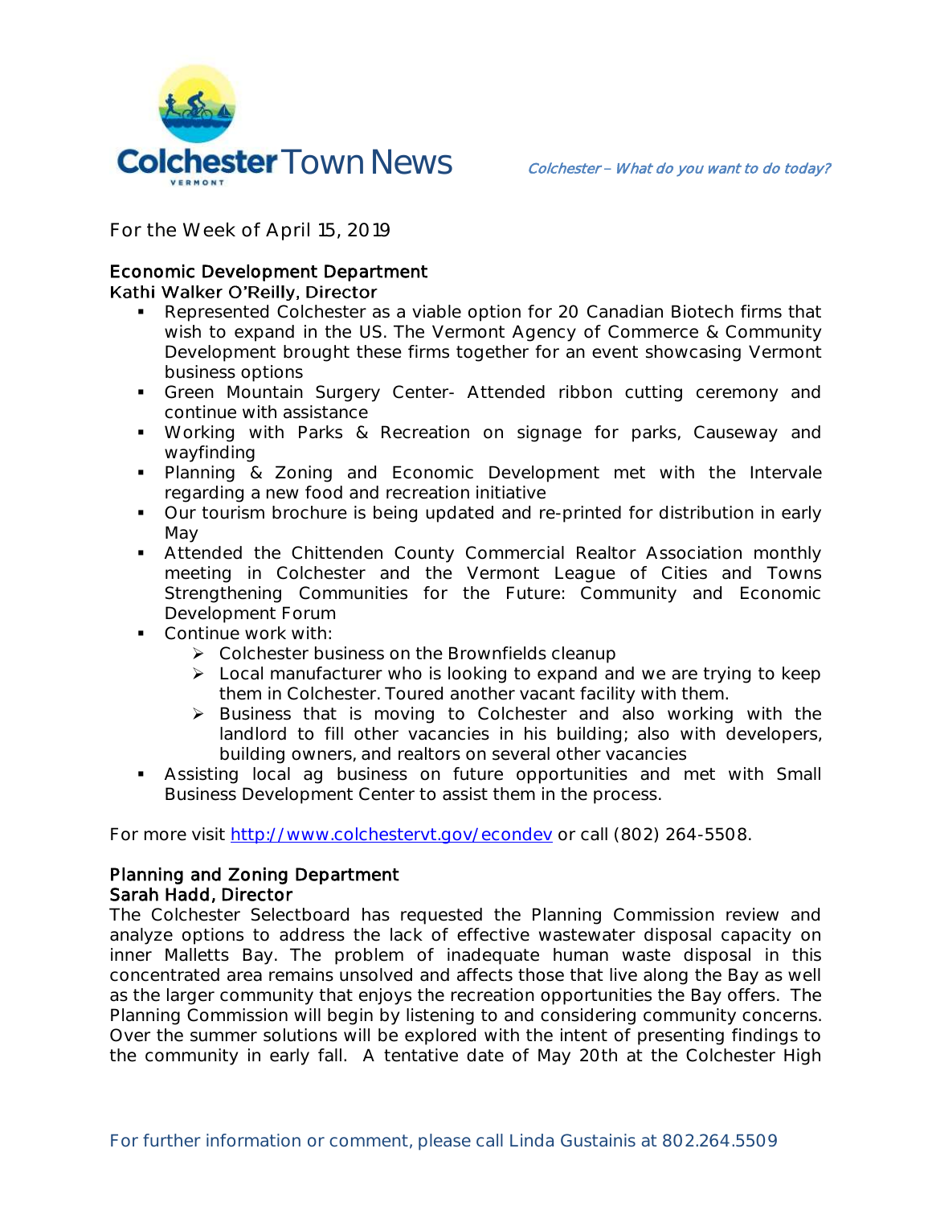# Colchester Town News

*Colchester – What do you want to do today?*

For the Week of April 15, 2019

## Economic Development Department

### Kathi Walker O'Reilly, Director

- Represented Colchester as a viable option for 20 Canadian Biotech firms that wish to expand in the US. The Vermont Agency of Commerce & Community Development brought these firms together for an event showcasing Vermont business options
- Green Mountain Surgery Center- Attended ribbon cutting ceremony and continue with assistance
- Working with Parks & Recreation on signage for parks, Causeway and wayfinding
- Planning & Zoning and Economic Development met with the Intervale regarding a new food and recreation initiative
- Our tourism brochure is being updated and re-printed for distribution in early May
- Attended the Chittenden County Commercial Realtor Association monthly meeting in Colchester and the Vermont League of Cities and Towns Strengthening Communities for the Future: Community and Economic Development Forum
- Continue work with:
  - Colchester business on the Brownfields cleanup
  - Local manufacturer who is looking to expand and we are trying to keep them in Colchester. Toured another vacant facility with them.
  - Business that is moving to Colchester and also working with the landlord to fill other vacancies in his building; also with developers, building owners, and realtors on several other vacancies
- Assisting local ag business on future opportunities and met with Small Business Development Center to assist them in the process.

For more visit http://www.colchestervt.gov/econdev or call (802) 264-5508.

## Planning and Zoning Department

### Sarah Hadd, Director

The Colchester Selectboard has requested the Planning Commission review and analyze options to address the lack of effective wastewater disposal capacity on inner Malletts Bay. The problem of inadequate human waste disposal in this concentrated area remains unsolved and affects those that live along the Bay as well as the larger community that enjoys the recreation opportunities the Bay offers. The Planning Commission will begin by listening to and considering community concerns. Over the summer solutions will be explored with the intent of presenting findings to the community in early fall. A tentative date of May 20th at the Colchester High

For further information or comment, please call Linda Gustainis at 802.264.5509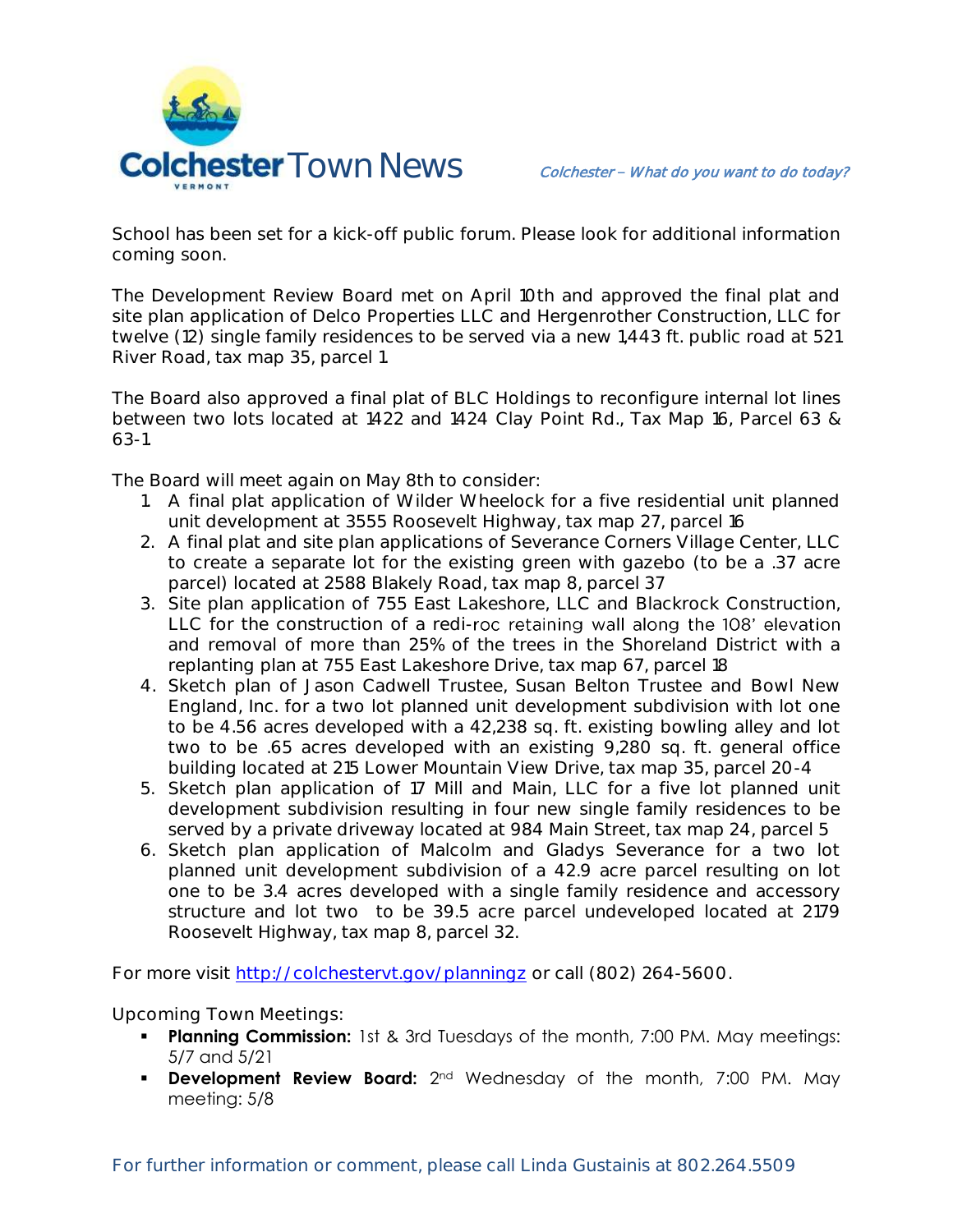School has been set for a kick-off public forum. Please look for additional information coming soon.

The Development Review Board met on April 10th and approved the final plat and site plan application of Delco Properties LLC and Hergenrother Construction, LLC for twelve (12) single family residences to be served via a new 1,443 ft. public road at 521 River Road, tax map 35, parcel 1.

The Board also approved a final plat of BLC Holdings to reconfigure internal lot lines between two lots located at 1422 and 1424 Clay Point Rd., Tax Map 16, Parcel 63 & 63-1.

The Board will meet again on May 8th to consider:

1. A final plat application of Wilder Wheelock for a five residential unit planned unit development at 3555 Roosevelt Highway, tax map 27, parcel 16
2. A final plat and site plan applications of Severance Corners Village Center, LLC to create a separate lot for the existing green with gazebo (to be a .37 acre parcel) located at 2588 Blakely Road, tax map 8, parcel 37
3. Site plan application of 755 East Lakeshore, LLC and Blackrock Construction, LLC for the construction of a redi-roc retaining wall along the 108' elevation and removal of more than 25% of the trees in the Shoreland District with a replanting plan at 755 East Lakeshore Drive, tax map 67, parcel 18
4. Sketch plan of Jason Cadwell Trustee, Susan Belton Trustee and Bowl New England, Inc. for a two lot planned unit development subdivision with lot one to be 4.56 acres developed with a 42,238 sq. ft. existing bowling alley and lot two to be .65 acres developed with an existing 9,280 sq. ft. general office building located at 215 Lower Mountain View Drive, tax map 35, parcel 20-4
5. Sketch plan application of 17 Mill and Main, LLC for a five lot planned unit development subdivision resulting in four new single family residences to be served by a private driveway located at 984 Main Street, tax map 24, parcel 5
6. Sketch plan application of Malcolm and Gladys Severance for a two lot planned unit development subdivision of a 42.9 acre parcel resulting on lot one to be 3.4 acres developed with a single family residence and accessory structure and lot two to be 39.5 acre parcel undeveloped located at 2179 Roosevelt Highway, tax map 8, parcel 32.

For more visit http://colchestervt.gov/planningz or call (802) 264-5600.

Upcoming Town Meetings:

- **Planning Commission:** 1st & 3rd Tuesdays of the month, 7:00 PM. May meetings: 5/7 and 5/21
- **Development Review Board:** 2nd Wednesday of the month, 7:00 PM. May meeting: 5/8

For further information or comment, please call Linda Gustainis at 802.264.5509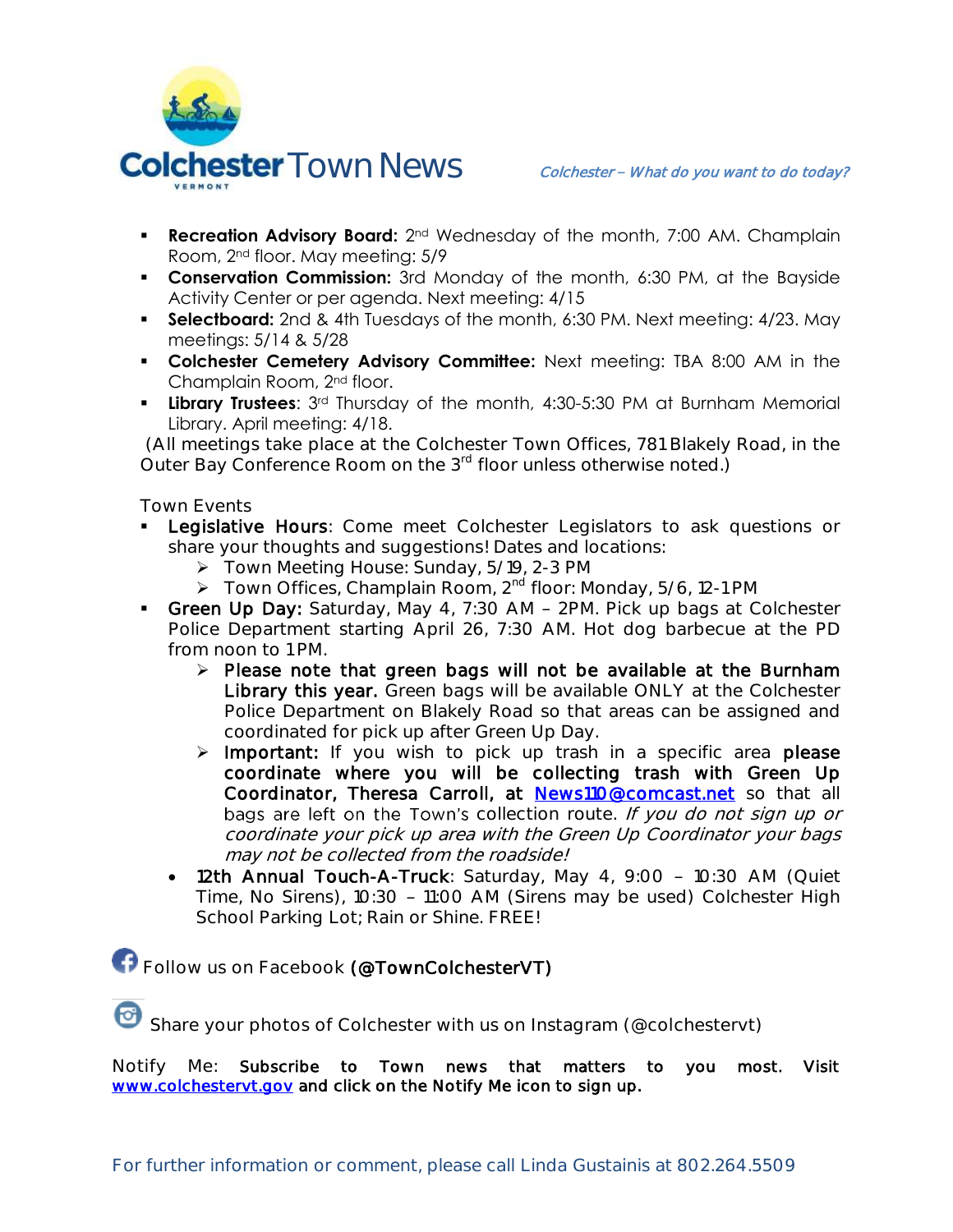- **Recreation Advisory Board:** 2nd Wednesday of the month, 7:00 AM. Champlain Room, 2nd floor. May meeting: 5/9
- **Conservation Commission:** 3rd Monday of the month, 6:30 PM, at the Bayside Activity Center or per agenda. Next meeting: 4/15
- **Selectboard:** 2nd & 4th Tuesdays of the month, 6:30 PM. Next meeting: 4/23. May meetings: 5/14 & 5/28
- **Colchester Cemetery Advisory Committee:** Next meeting: TBA 8:00 AM in the Champlain Room, 2nd floor.
- **Library Trustees**: 3rd Thursday of the month, 4:30-5:30 PM at Burnham Memorial Library. April meeting: 4/18.

(All meetings take place at the Colchester Town Offices, 781 Blakely Road, in the Outer Bay Conference Room on the 3rd floor unless otherwise noted.)

Town Events

- **Legislative Hours**: Come meet Colchester Legislators to ask questions or share your thoughts and suggestions! Dates and locations:
  - Town Meeting House: Sunday, 5/19, 2-3 PM
  - Town Offices, Champlain Room, 2nd floor: Monday, 5/6, 12-1 PM
- **Green Up Day:** Saturday, May 4, 7:30 AM – 2PM. Pick up bags at Colchester Police Department starting April 26, 7:30 AM. Hot dog barbecue at the PD from noon to 1 PM.
  - **Please note that green bags will not be available at the Burnham Library this year.** Green bags will be available ONLY at the Colchester Police Department on Blakely Road so that areas can be assigned and coordinated for pick up after Green Up Day.
  - **Important:** If you wish to pick up trash in a specific area **please coordinate where you will be collecting trash with Green Up Coordinator, Theresa Carroll, at** News110@comcast.net so that all bags are left on the Town's collection route. *If you do not sign up or coordinate your pick up area with the Green Up Coordinator your bags may not be collected from the roadside!*
- **12th Annual Touch-A-Truck**: Saturday, May 4, 9:00 – 10:30 AM (Quiet Time, No Sirens), 10:30 – 11:00 AM (Sirens may be used) Colchester High School Parking Lot; Rain or Shine. FREE!

Follow us on Facebook **(@TownColchesterVT)**

Share your photos of Colchester with us on Instagram (@colchestervt)

Notify Me: **Subscribe to Town news that matters to you most. Visit** www.colchestervt.gov **and click on the Notify Me icon to sign up.**